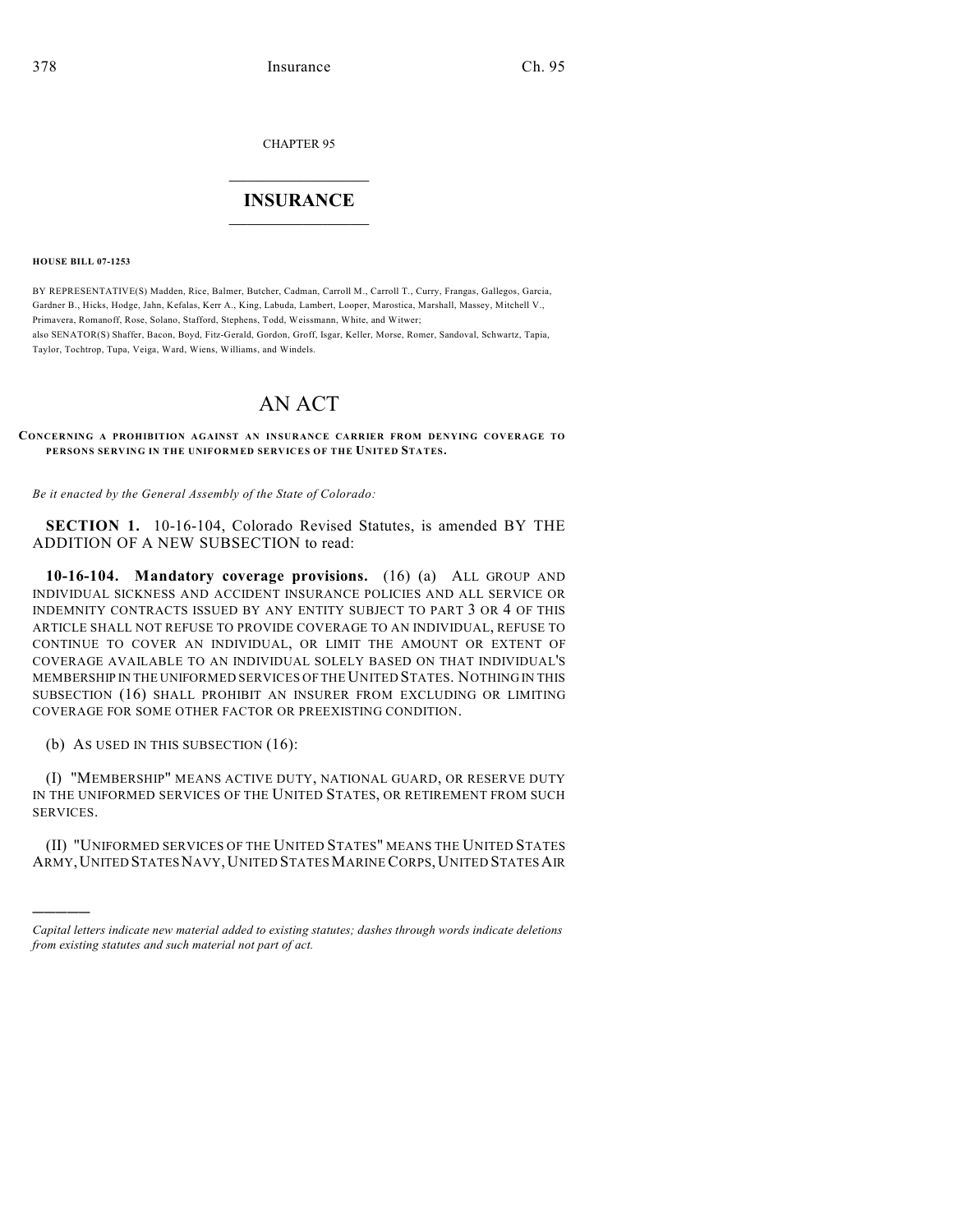CHAPTER 95

# INSURANCE

**HOUSE BILL 07-1253**

BY REPRESENTATIVE(S) Madden, Rice, Balmer, Butcher, Cadman, Carroll M., Carroll T., Curry, Frangas, Gallegos, Garcia, Gardner B., Hicks, Hodge, Jahn, Kefalas, Kerr A., King, Labuda, Lambert, Looper, Marostica, Marshall, Massey, Mitchell V., Primavera, Romanoff, Rose, Solano, Stafford, Stephens, Todd, Weissmann, White, and Witwer;
also SENATOR(S) Shaffer, Bacon, Boyd, Fitz-Gerald, Gordon, Groff, Isgar, Keller, Morse, Romer, Sandoval, Schwartz, Tapia, Taylor, Tochtrop, Tupa, Veiga, Ward, Wiens, Williams, and Windels.

# AN ACT

**CONCERNING A PROHIBITION AGAINST AN INSURANCE CARRIER FROM DENYING COVERAGE TO PERSONS SERVING IN THE UNIFORMED SERVICES OF THE UNITED STATES.**

*Be it enacted by the General Assembly of the State of Colorado:*

**SECTION 1.** 10-16-104, Colorado Revised Statutes, is amended BY THE ADDITION OF A NEW SUBSECTION to read:

**10-16-104. Mandatory coverage provisions.** (16) (a) ALL GROUP AND INDIVIDUAL SICKNESS AND ACCIDENT INSURANCE POLICIES AND ALL SERVICE OR INDEMNITY CONTRACTS ISSUED BY ANY ENTITY SUBJECT TO PART 3 OR 4 OF THIS ARTICLE SHALL NOT REFUSE TO PROVIDE COVERAGE TO AN INDIVIDUAL, REFUSE TO CONTINUE TO COVER AN INDIVIDUAL, OR LIMIT THE AMOUNT OR EXTENT OF COVERAGE AVAILABLE TO AN INDIVIDUAL SOLELY BASED ON THAT INDIVIDUAL'S MEMBERSHIP IN THE UNIFORMED SERVICES OF THE UNITED STATES. NOTHING IN THIS SUBSECTION (16) SHALL PROHIBIT AN INSURER FROM EXCLUDING OR LIMITING COVERAGE FOR SOME OTHER FACTOR OR PREEXISTING CONDITION.

(b) AS USED IN THIS SUBSECTION (16):

(I) "MEMBERSHIP" MEANS ACTIVE DUTY, NATIONAL GUARD, OR RESERVE DUTY IN THE UNIFORMED SERVICES OF THE UNITED STATES, OR RETIREMENT FROM SUCH SERVICES.

(II) "UNIFORMED SERVICES OF THE UNITED STATES" MEANS THE UNITED STATES ARMY, UNITED STATES NAVY, UNITED STATES MARINE CORPS, UNITED STATES AIR

*Capital letters indicate new material added to existing statutes; dashes through words indicate deletions from existing statutes and such material not part of act.*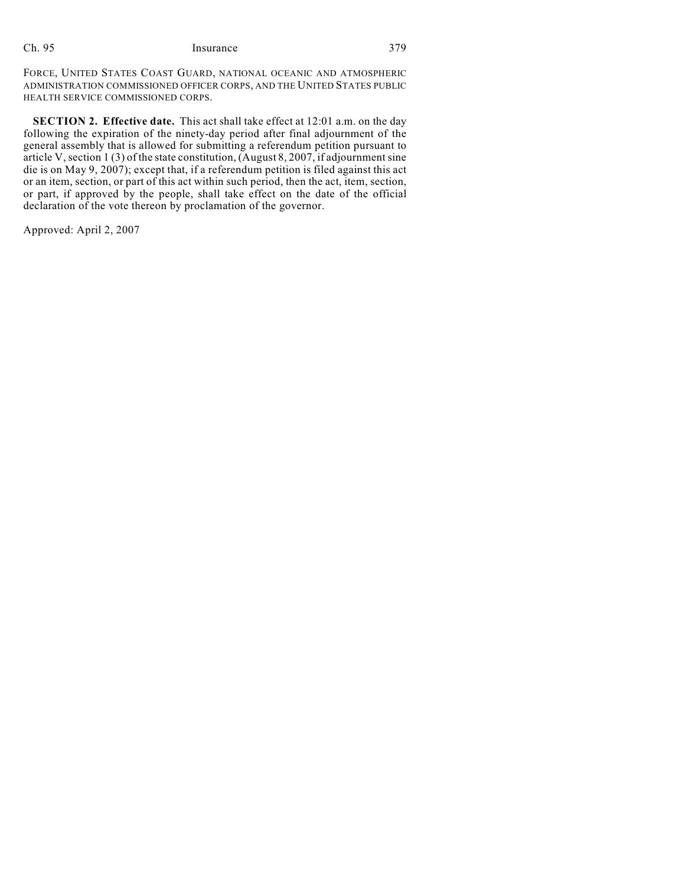FORCE, UNITED STATES COAST GUARD, NATIONAL OCEANIC AND ATMOSPHERIC ADMINISTRATION COMMISSIONED OFFICER CORPS, AND THE UNITED STATES PUBLIC HEALTH SERVICE COMMISSIONED CORPS.

**SECTION 2. Effective date.** This act shall take effect at 12:01 a.m. on the day following the expiration of the ninety-day period after final adjournment of the general assembly that is allowed for submitting a referendum petition pursuant to article V, section 1 (3) of the state constitution, (August 8, 2007, if adjournment sine die is on May 9, 2007); except that, if a referendum petition is filed against this act or an item, section, or part of this act within such period, then the act, item, section, or part, if approved by the people, shall take effect on the date of the official declaration of the vote thereon by proclamation of the governor.

Approved: April 2, 2007